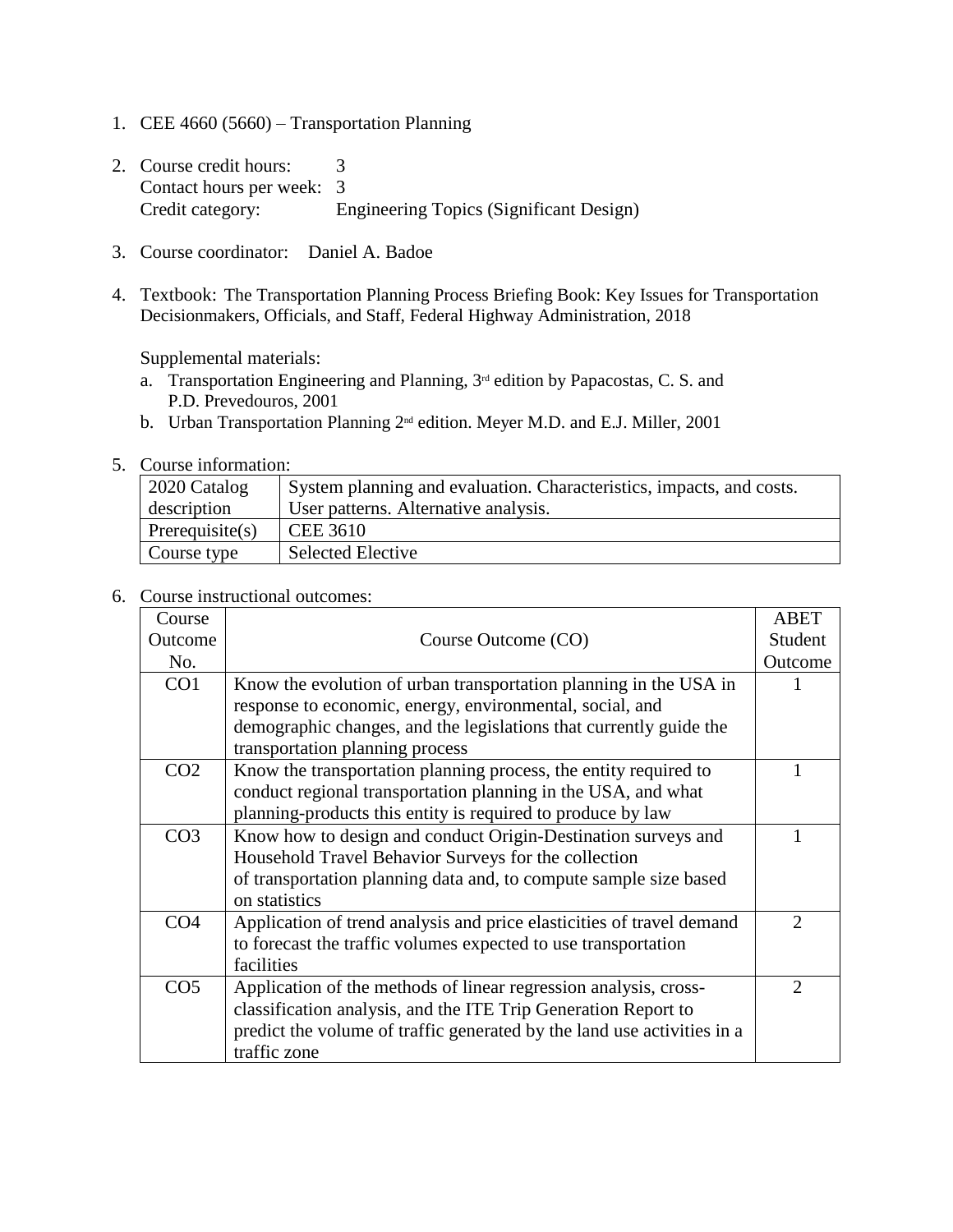1. CEE 4660 (5660) – Transportation Planning

2. Course credit hours: 3
   Contact hours per week: 3
   Credit category: Engineering Topics (Significant Design)

3. Course coordinator: Daniel A. Badoe

4. Textbook: The Transportation Planning Process Briefing Book: Key Issues for Transportation Decisionmakers, Officials, and Staff, Federal Highway Administration, 2018

   Supplemental materials:
   a. Transportation Engineering and Planning, 3rd edition by Papacostas, C. S. and P.D. Prevedouros, 2001
   b. Urban Transportation Planning 2nd edition. Meyer M.D. and E.J. Miller, 2001

5. Course information:

| 2020 Catalog description | System planning and evaluation. Characteristics, impacts, and costs. User patterns. Alternative analysis. |
|---|---|
| Prerequisite(s) | CEE 3610 |
| Course type | Selected Elective |

6. Course instructional outcomes:

| Course Outcome No. | Course Outcome (CO) | ABET Student Outcome |
|---|---|---|
| CO1 | Know the evolution of urban transportation planning in the USA in response to economic, energy, environmental, social, and demographic changes, and the legislations that currently guide the transportation planning process | 1 |
| CO2 | Know the transportation planning process, the entity required to conduct regional transportation planning in the USA, and what planning-products this entity is required to produce by law | 1 |
| CO3 | Know how to design and conduct Origin-Destination surveys and Household Travel Behavior Surveys for the collection of transportation planning data and, to compute sample size based on statistics | 1 |
| CO4 | Application of trend analysis and price elasticities of travel demand to forecast the traffic volumes expected to use transportation facilities | 2 |
| CO5 | Application of the methods of linear regression analysis, cross-classification analysis, and the ITE Trip Generation Report to predict the volume of traffic generated by the land use activities in a traffic zone | 2 |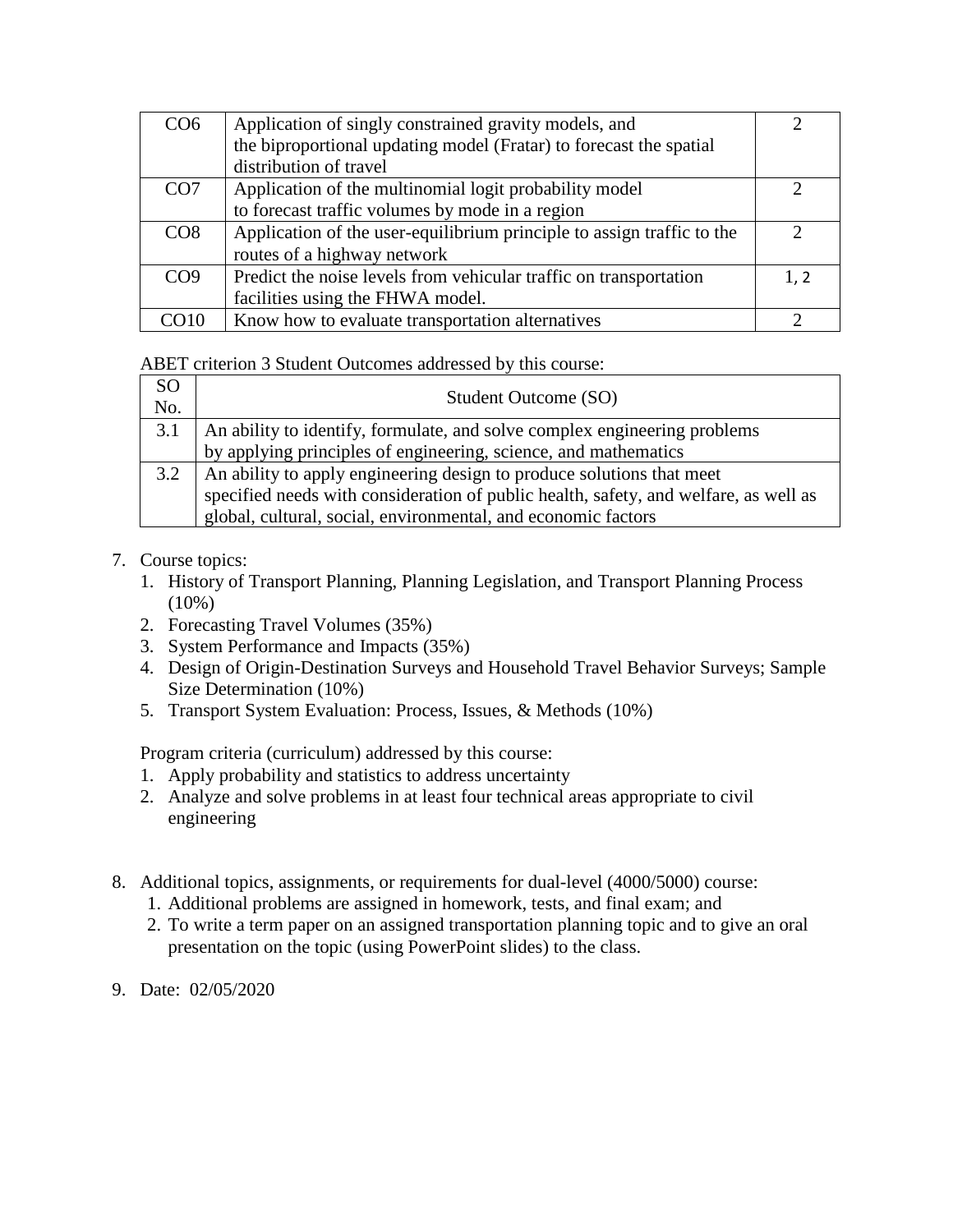| | | |
|---|---|---|
| CO6 | Application of singly constrained gravity models, and the biproportional updating model (Fratar) to forecast the spatial distribution of travel | 2 |
| CO7 | Application of the multinomial logit probability model to forecast traffic volumes by mode in a region | 2 |
| CO8 | Application of the user-equilibrium principle to assign traffic to the routes of a highway network | 2 |
| CO9 | Predict the noise levels from vehicular traffic on transportation facilities using the FHWA model. | 1, 2 |
| CO10 | Know how to evaluate transportation alternatives | 2 |

ABET criterion 3 Student Outcomes addressed by this course:

| SO No. | Student Outcome (SO) |
|---|---|
| 3.1 | An ability to identify, formulate, and solve complex engineering problems by applying principles of engineering, science, and mathematics |
| 3.2 | An ability to apply engineering design to produce solutions that meet specified needs with consideration of public health, safety, and welfare, as well as global, cultural, social, environmental, and economic factors |

7. Course topics:
   1. History of Transport Planning, Planning Legislation, and Transport Planning Process (10%)
   2. Forecasting Travel Volumes (35%)
   3. System Performance and Impacts (35%)
   4. Design of Origin-Destination Surveys and Household Travel Behavior Surveys; Sample Size Determination (10%)
   5. Transport System Evaluation: Process, Issues, & Methods (10%)

   Program criteria (curriculum) addressed by this course:
   1. Apply probability and statistics to address uncertainty
   2. Analyze and solve problems in at least four technical areas appropriate to civil engineering

8. Additional topics, assignments, or requirements for dual-level (4000/5000) course:
   1. Additional problems are assigned in homework, tests, and final exam; and
   2. To write a term paper on an assigned transportation planning topic and to give an oral presentation on the topic (using PowerPoint slides) to the class.

9. Date: 02/05/2020